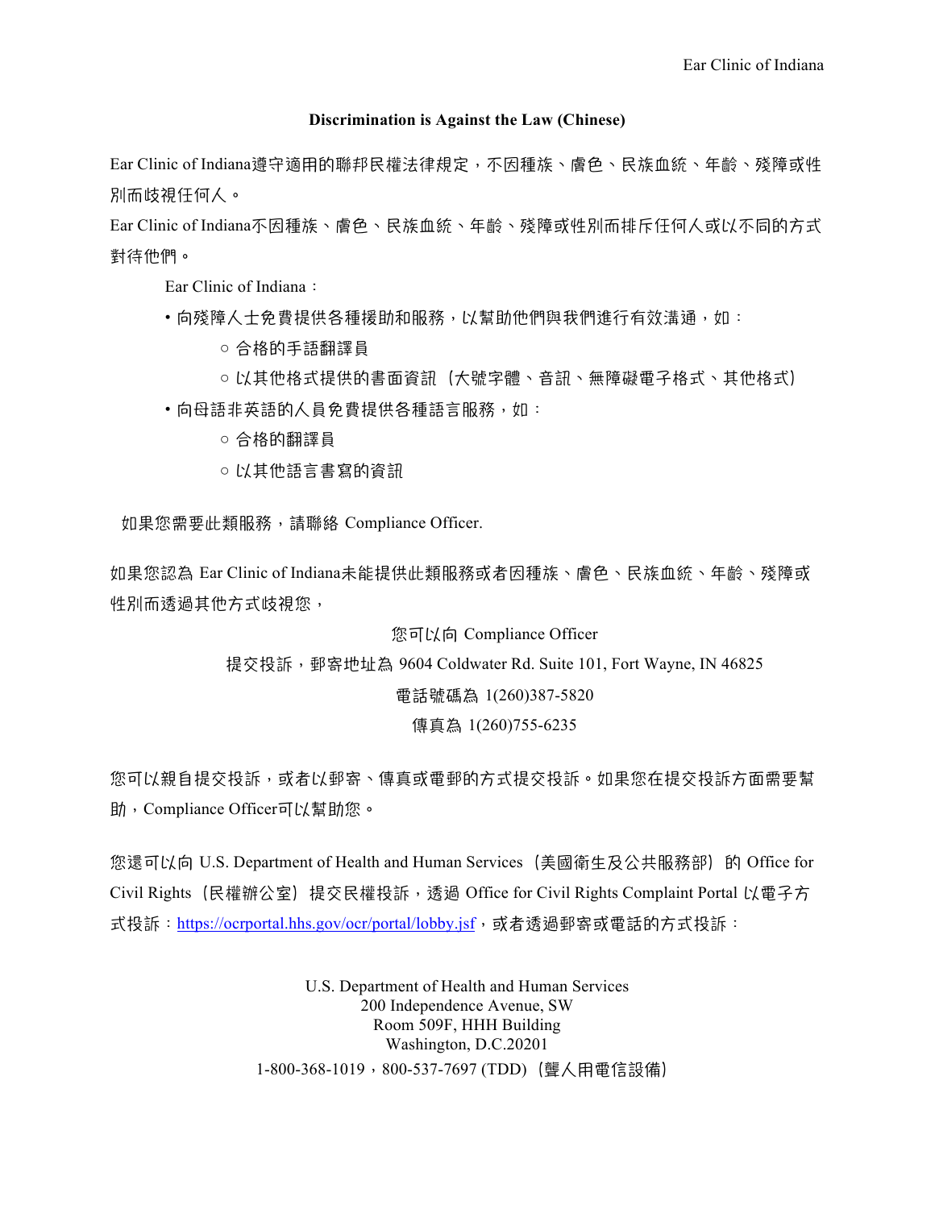**Discrimination is Against the Law (Chinese)**

Ear Clinic of Indiana遵守適用的聯邦民權法律規定，不因種族、膚色、民族血統、年齡、殘障或性別而歧視任何人。
Ear Clinic of Indiana不因種族、膚色、民族血統、年齡、殘障或性別而排斥任何人或以不同的方式對待他們。

Ear Clinic of Indiana：

- 向殘障人士免費提供各種援助和服務，以幫助他們與我們進行有效溝通，如：
  - 合格的手語翻譯員
  - 以其他格式提供的書面資訊（大號字體、音訊、無障礙電子格式、其他格式）
- 向母語非英語的人員免費提供各種語言服務，如：
  - 合格的翻譯員
  - 以其他語言書寫的資訊

如果您需要此類服務，請聯絡 Compliance Officer.

如果您認為 Ear Clinic of Indiana未能提供此類服務或者因種族、膚色、民族血統、年齡、殘障或性別而透過其他方式歧視您，

您可以向 Compliance Officer
提交投訴，郵寄地址為 9604 Coldwater Rd. Suite 101, Fort Wayne, IN 46825
電話號碼為 1(260)387-5820
傳真為 1(260)755-6235

您可以親自提交投訴，或者以郵寄、傳真或電郵的方式提交投訴。如果您在提交投訴方面需要幫助，Compliance Officer可以幫助您。

您還可以向 U.S. Department of Health and Human Services（美國衛生及公共服務部）的 Office for Civil Rights（民權辦公室）提交民權投訴，透過 Office for Civil Rights Complaint Portal 以電子方式投訴：https://ocrportal.hhs.gov/ocr/portal/lobby.jsf，或者透過郵寄或電話的方式投訴：

U.S. Department of Health and Human Services
200 Independence Avenue, SW
Room 509F, HHH Building
Washington, D.C.20201
1-800-368-1019，800-537-7697 (TDD)（聾人用電信設備）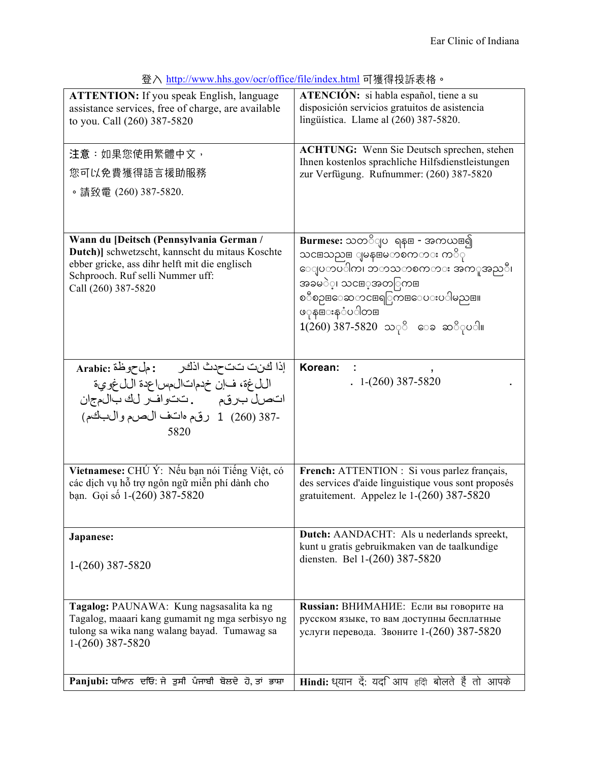登入 http://www.hhs.gov/ocr/office/file/index.html 可獲得投訴表格。

| | |
|---|---|
| **ATTENTION:** If you speak English, language assistance services, free of charge, are available to you. Call (260) 387-5820 | **ATENCIÓN:** si habla español, tiene a su disposición servicios gratuitos de asistencia lingüística. Llame al (260) 387-5820. |
| 注意：如果您使用繁體中文，您可以免費獲得語言援助服務。請致電 (260) 387-5820. | **ACHTUNG:** Wenn Sie Deutsch sprechen, stehen Ihnen kostenlos sprachliche Hilfsdienstleistungen zur Verfügung. Rufnummer: (260) 387-5820 |
| **Wann du [Deitsch (Pennsylvania German / Dutch)]** schwetzscht, kannscht du mitaus Koschte ebber gricke, ass dihr helft mit die englisch Schprooch. Ruf selli Nummer uff: Call (260) 387-5820 | **Burmese:** သတိျပဳရန္ - အကယ္၍ သင္သည္ ျမန္မာစကား ကို ေျပာပါက၊ ဘာသာစကား အကူအညီ၊ အခမဲ့၊ သင့္အတြက္ စီစဥ္ေဆာင္ရြက္ေပးပါမည္။ ဖုန္းနံပါတ္ 1(260) 387-5820 သို႔ ေခၚဆိုပါ။ |
| **Arabic:** ملحوظة: إذا كنت تتحدث اذكر اللغة، فإن خدمات المساعدة اللغوية تتوافر لك بالمجان. اتصل برقم 1 (260) 387-5820 (رقم هاتف الصم والبكم) | **Korean:** : , . 1-(260) 387-5820 . |
| **Vietnamese:** CHÚ Ý: Nếu bạn nói Tiếng Việt, có các dịch vụ hỗ trợ ngôn ngữ miễn phí dành cho bạn. Gọi số 1-(260) 387-5820 | **French:** ATTENTION : Si vous parlez français, des services d'aide linguistique vous sont proposés gratuitement. Appelez le 1-(260) 387-5820 |
| **Japanese:** 1-(260) 387-5820 | **Dutch:** AANDACHT: Als u nederlands spreekt, kunt u gratis gebruikmaken van de taalkundige diensten. Bel 1-(260) 387-5820 |
| **Tagalog:** PAUNAWA: Kung nagsasalita ka ng Tagalog, maaari kang gumamit ng mga serbisyo ng tulong sa wika nang walang bayad. Tumawag sa 1-(260) 387-5820 | **Russian:** ВНИМАНИЕ: Если вы говорите на русском языке, то вам доступны бесплатные услуги перевода. Звоните 1-(260) 387-5820 |
| **Panjubi:** ਧਿਆਨ ਦਿਓ: ਜੇ ਤੁਸੀਂ ਪੰਜਾਬੀ ਬੋਲਦੇ ਹੋ, ਤਾਂ ਭਾਸ਼ਾ | **Hindi:** ध्यान दें: यदि आप हिंदी बोलते हैं तो आपके |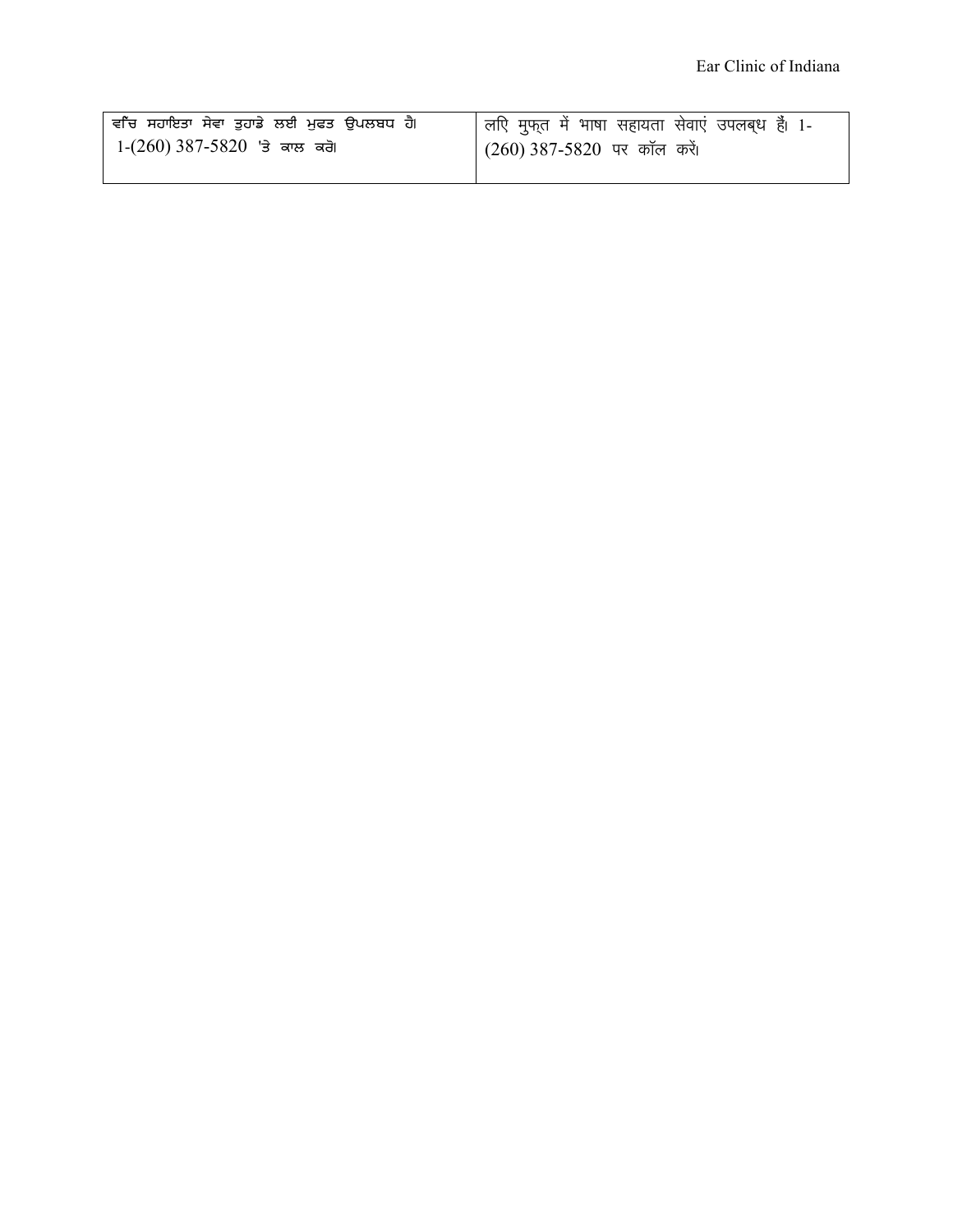| | |
|---|---|
| ਵਿੱਚ ਸਹਾਇਤਾ ਸੇਵਾ ਤੁਹਾਡੇ ਲਈ ਮੁਫਤ ਉਪਲਬਧ ਹੈ। 1-(260) 387-5820 'ਤੇ ਕਾਲ ਕਰੋ। | लिए मुफ्त में भाषा सहायता सेवाएं उपलब्ध हैं। 1-(260) 387-5820 पर कॉल करें। |